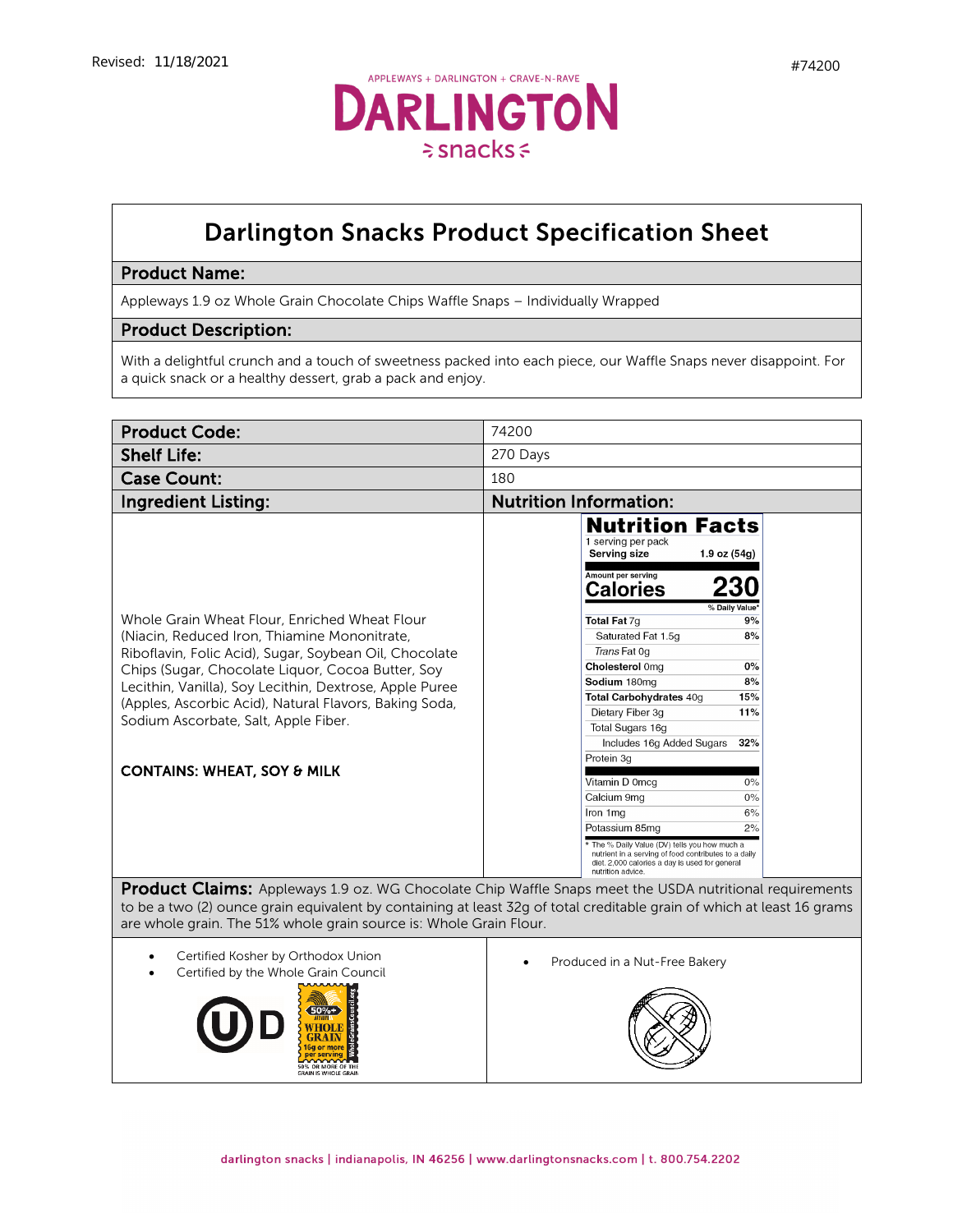Revised: 11/18/2021

#74200

APPLEWAYS + DARLINGTON + CRAVE-N-RAVE

# DARLINGTON snacks

## Darlington Snacks Product Specification Sheet

### Product Name:

Appleways 1.9 oz Whole Grain Chocolate Chips Waffle Snaps – Individually Wrapped

### Product Description:

With a delightful crunch and a touch of sweetness packed into each piece, our Waffle Snaps never disappoint. For a quick snack or a healthy dessert, grab a pack and enjoy.

| | |
|---|---|
| **Product Code:** | 74200 |
| **Shelf Life:** | 270 Days |
| **Case Count:** | 180 |

### Ingredient Listing:

Whole Grain Wheat Flour, Enriched Wheat Flour (Niacin, Reduced Iron, Thiamine Mononitrate, Riboflavin, Folic Acid), Sugar, Soybean Oil, Chocolate Chips (Sugar, Chocolate Liquor, Cocoa Butter, Soy Lecithin, Vanilla), Soy Lecithin, Dextrose, Apple Puree (Apples, Ascorbic Acid), Natural Flavors, Baking Soda, Sodium Ascorbate, Salt, Apple Fiber.

**CONTAINS: WHEAT, SOY & MILK**

### Nutrition Information:

**Nutrition Facts**

1 serving per pack

**Serving size** 1.9 oz (54g)

Amount per serving

**Calories 230**

| | % Daily Value* |
|---|---|
| **Total Fat** 7g | **9%** |
| Saturated Fat 1.5g | **8%** |
| *Trans* Fat 0g | |
| **Cholesterol** 0mg | **0%** |
| **Sodium** 180mg | **8%** |
| **Total Carbohydrates** 40g | **15%** |
| Dietary Fiber 3g | **11%** |
| Total Sugars 16g | |
| Includes 16g Added Sugars | **32%** |
| Protein 3g | |
| Vitamin D 0mcg | 0% |
| Calcium 9mg | 0% |
| Iron 1mg | 6% |
| Potassium 85mg | 2% |

\* The % Daily Value (DV) tells you how much a nutrient in a serving of food contributes to a daily diet. 2,000 calories a day is used for general nutrition advice.

**Product Claims:** Appleways 1.9 oz. WG Chocolate Chip Waffle Snaps meet the USDA nutritional requirements to be a two (2) ounce grain equivalent by containing at least 32g of total creditable grain of which at least 16 grams are whole grain. The 51% whole grain source is: Whole Grain Flour.

- Certified Kosher by Orthodox Union
- Certified by the Whole Grain Council

- Produced in a Nut-Free Bakery

darlington snacks | indianapolis, IN 46256 | www.darlingtonsnacks.com | t. 800.754.2202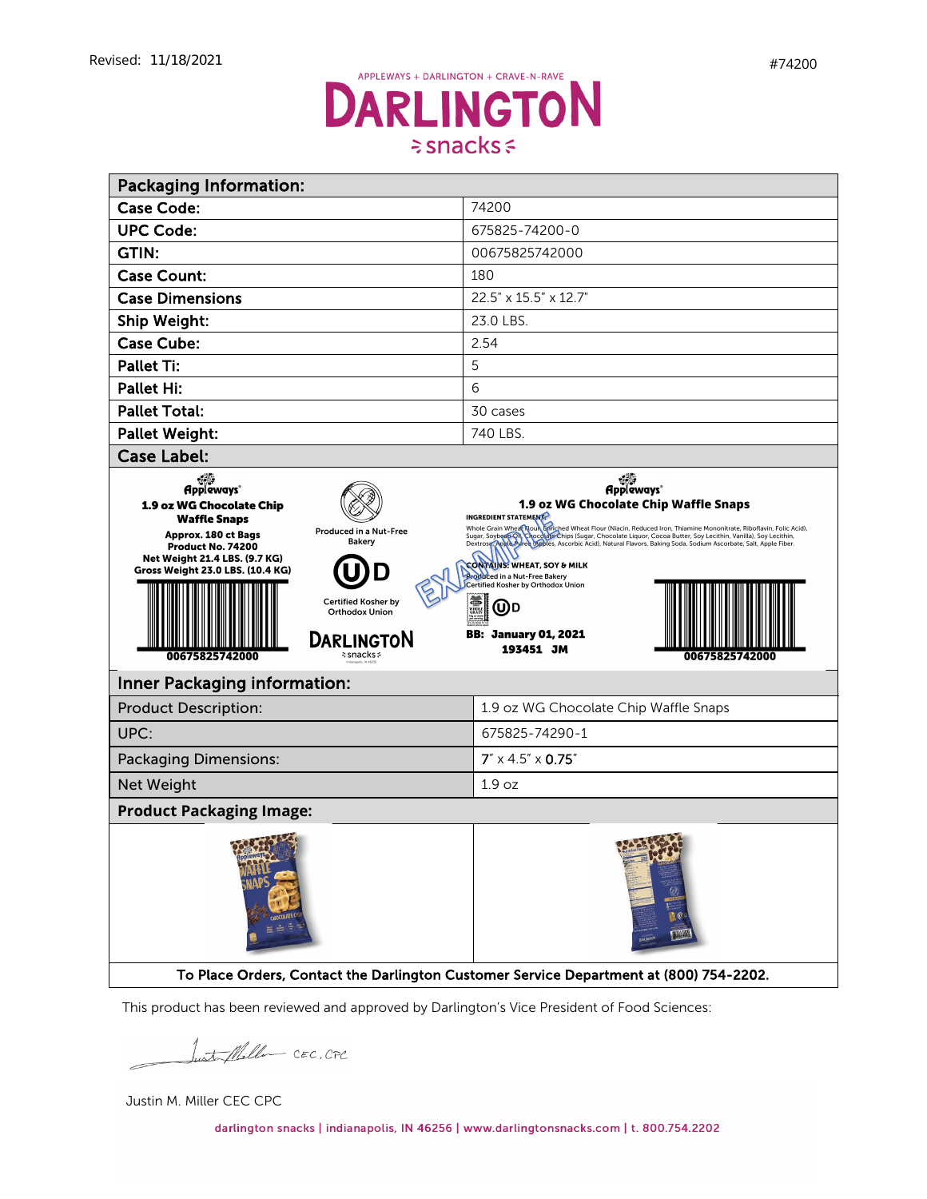Revised: 11/18/2021

#74200

APPLEWAYS + DARLINGTON + CRAVE-N-RAVE

# DARLINGTON snacks

| Packaging Information: | |
|---|---|
| Case Code: | 74200 |
| UPC Code: | 675825-74200-0 |
| GTIN: | 00675825742000 |
| Case Count: | 180 |
| Case Dimensions | 22.5" x 15.5" x 12.7" |
| Ship Weight: | 23.0 LBS. |
| Case Cube: | 2.54 |
| Pallet Ti: | 5 |
| Pallet Hi: | 6 |
| Pallet Total: | 30 cases |
| Pallet Weight: | 740 LBS. |

**Case Label:**

Appleways
**1.9 oz WG Chocolate Chip Waffle Snaps**
Approx. 180 ct Bags
Product No. 74200
Net Weight 21.4 LBS. (9.7 KG)
Gross Weight 23.0 LBS. (10.4 KG)
00675825742000

Produced in a Nut-Free Bakery
Certified Kosher by Orthodox Union
DARLINGTON snacks

Appleways
**1.9 oz WG Chocolate Chip Waffle Snaps**
INGREDIENT STATEMENT:
Whole Grain Wheat Flour, Enriched Wheat Flour (Niacin, Reduced Iron, Thiamine Mononitrate, Riboflavin, Folic Acid), Sugar, Soybean Oil, Chocolate Chips (Sugar, Chocolate Liquor, Cocoa Butter, Soy Lecithin, Vanilla), Soy Lecithin, Dextrose, Apple Puree (Apples, Ascorbic Acid), Natural Flavors, Baking Soda, Sodium Ascorbate, Salt, Apple Fiber.
CONTAINS: WHEAT, SOY & MILK
Produced in a Nut-Free Bakery
Certified Kosher by Orthodox Union
BB: January 01, 2021
193451 JM
00675825742000

EXAMPLE

| Inner Packaging information: | |
|---|---|
| Product Description: | 1.9 oz WG Chocolate Chip Waffle Snaps |
| UPC: | 675825-74290-1 |
| Packaging Dimensions: | 7" x 4.5" x 0.75" |
| Net Weight | 1.9 oz |

**Product Packaging Image:**

**To Place Orders, Contact the Darlington Customer Service Department at (800) 754-2202.**

This product has been reviewed and approved by Darlington's Vice President of Food Sciences:

CEC, CPC

Justin M. Miller CEC CPC

darlington snacks | indianapolis, IN 46256 | www.darlingtonsnacks.com | t. 800.754.2202